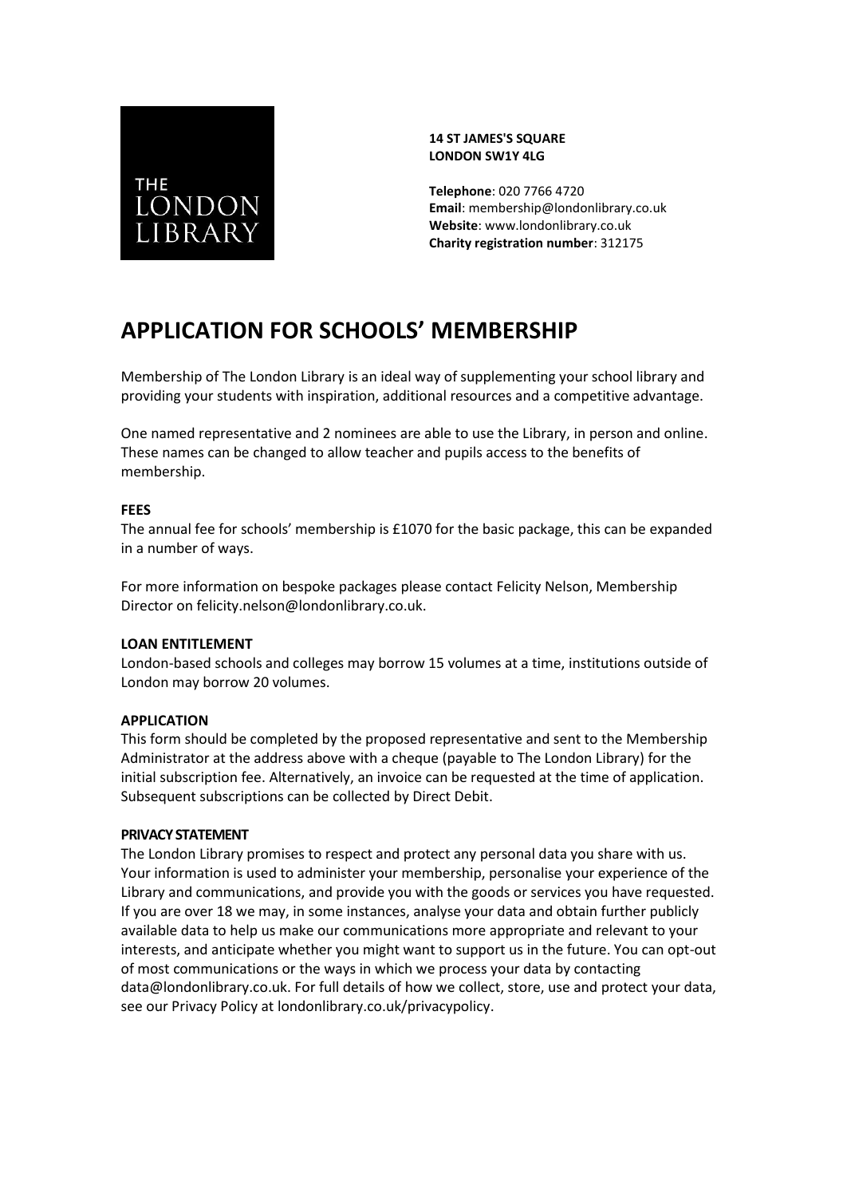THE LONDON LIBRARY

**14 ST JAMES'S SQUARE**
**LONDON SW1Y 4LG**

**Telephone**: 020 7766 4720
**Email**: membership@londonlibrary.co.uk
**Website**: www.londonlibrary.co.uk
**Charity registration number**: 312175

# APPLICATION FOR SCHOOLS' MEMBERSHIP

Membership of The London Library is an ideal way of supplementing your school library and providing your students with inspiration, additional resources and a competitive advantage.

One named representative and 2 nominees are able to use the Library, in person and online. These names can be changed to allow teacher and pupils access to the benefits of membership.

**FEES**

The annual fee for schools' membership is £1070 for the basic package, this can be expanded in a number of ways.

For more information on bespoke packages please contact Felicity Nelson, Membership Director on felicity.nelson@londonlibrary.co.uk.

**LOAN ENTITLEMENT**

London-based schools and colleges may borrow 15 volumes at a time, institutions outside of London may borrow 20 volumes.

**APPLICATION**

This form should be completed by the proposed representative and sent to the Membership Administrator at the address above with a cheque (payable to The London Library) for the initial subscription fee. Alternatively, an invoice can be requested at the time of application. Subsequent subscriptions can be collected by Direct Debit.

**PRIVACY STATEMENT**

The London Library promises to respect and protect any personal data you share with us. Your information is used to administer your membership, personalise your experience of the Library and communications, and provide you with the goods or services you have requested. If you are over 18 we may, in some instances, analyse your data and obtain further publicly available data to help us make our communications more appropriate and relevant to your interests, and anticipate whether you might want to support us in the future. You can opt-out of most communications or the ways in which we process your data by contacting data@londonlibrary.co.uk. For full details of how we collect, store, use and protect your data, see our Privacy Policy at londonlibrary.co.uk/privacypolicy.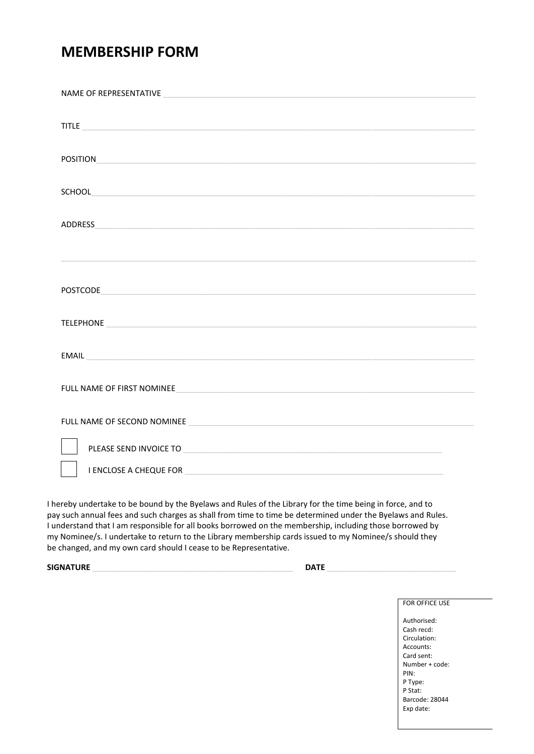# MEMBERSHIP FORM

NAME OF REPRESENTATIVE \_\_\_\_\_\_\_\_\_\_\_\_\_\_\_\_\_\_\_\_\_\_\_\_\_\_\_\_\_\_\_\_\_\_\_\_\_\_\_\_

TITLE \_\_\_\_\_\_\_\_\_\_\_\_\_\_\_\_\_\_\_\_\_\_\_\_\_\_\_\_\_\_\_\_\_\_\_\_\_\_\_\_

POSITION \_\_\_\_\_\_\_\_\_\_\_\_\_\_\_\_\_\_\_\_\_\_\_\_\_\_\_\_\_\_\_\_\_\_\_\_\_\_\_\_

SCHOOL \_\_\_\_\_\_\_\_\_\_\_\_\_\_\_\_\_\_\_\_\_\_\_\_\_\_\_\_\_\_\_\_\_\_\_\_\_\_\_\_

ADDRESS \_\_\_\_\_\_\_\_\_\_\_\_\_\_\_\_\_\_\_\_\_\_\_\_\_\_\_\_\_\_\_\_\_\_\_\_\_\_\_\_

\_\_\_\_\_\_\_\_\_\_\_\_\_\_\_\_\_\_\_\_\_\_\_\_\_\_\_\_\_\_\_\_\_\_\_\_\_\_\_\_

POSTCODE \_\_\_\_\_\_\_\_\_\_\_\_\_\_\_\_\_\_\_\_\_\_\_\_\_\_\_\_\_\_\_\_\_\_\_\_\_\_\_\_

TELEPHONE \_\_\_\_\_\_\_\_\_\_\_\_\_\_\_\_\_\_\_\_\_\_\_\_\_\_\_\_\_\_\_\_\_\_\_\_\_\_\_\_

EMAIL \_\_\_\_\_\_\_\_\_\_\_\_\_\_\_\_\_\_\_\_\_\_\_\_\_\_\_\_\_\_\_\_\_\_\_\_\_\_\_\_

FULL NAME OF FIRST NOMINEE \_\_\_\_\_\_\_\_\_\_\_\_\_\_\_\_\_\_\_\_\_\_\_\_\_\_\_\_\_\_\_\_\_\_\_\_\_\_\_\_

FULL NAME OF SECOND NOMINEE \_\_\_\_\_\_\_\_\_\_\_\_\_\_\_\_\_\_\_\_\_\_\_\_\_\_\_\_\_\_\_\_\_\_\_\_\_\_\_\_

☐ PLEASE SEND INVOICE TO \_\_\_\_\_\_\_\_\_\_\_\_\_\_\_\_\_\_\_\_\_\_\_\_\_\_\_\_\_\_\_\_\_\_\_\_\_\_\_\_

☐ I ENCLOSE A CHEQUE FOR \_\_\_\_\_\_\_\_\_\_\_\_\_\_\_\_\_\_\_\_\_\_\_\_\_\_\_\_\_\_\_\_\_\_\_\_\_\_\_\_

I hereby undertake to be bound by the Byelaws and Rules of the Library for the time being in force, and to pay such annual fees and such charges as shall from time to time be determined under the Byelaws and Rules. I understand that I am responsible for all books borrowed on the membership, including those borrowed by my Nominee/s. I undertake to return to the Library membership cards issued to my Nominee/s should they be changed, and my own card should I cease to be Representative.

**SIGNATURE** \_\_\_\_\_\_\_\_\_\_\_\_\_\_\_\_\_\_\_\_\_\_\_\_\_\_\_\_\_\_\_\_ **DATE** \_\_\_\_\_\_\_\_\_\_\_\_\_\_\_\_\_\_\_\_

FOR OFFICE USE

Authorised:
Cash recd:
Circulation:
Accounts:
Card sent:
Number + code:
PIN:
P Type:
P Stat:
Barcode: 28044
Exp date: